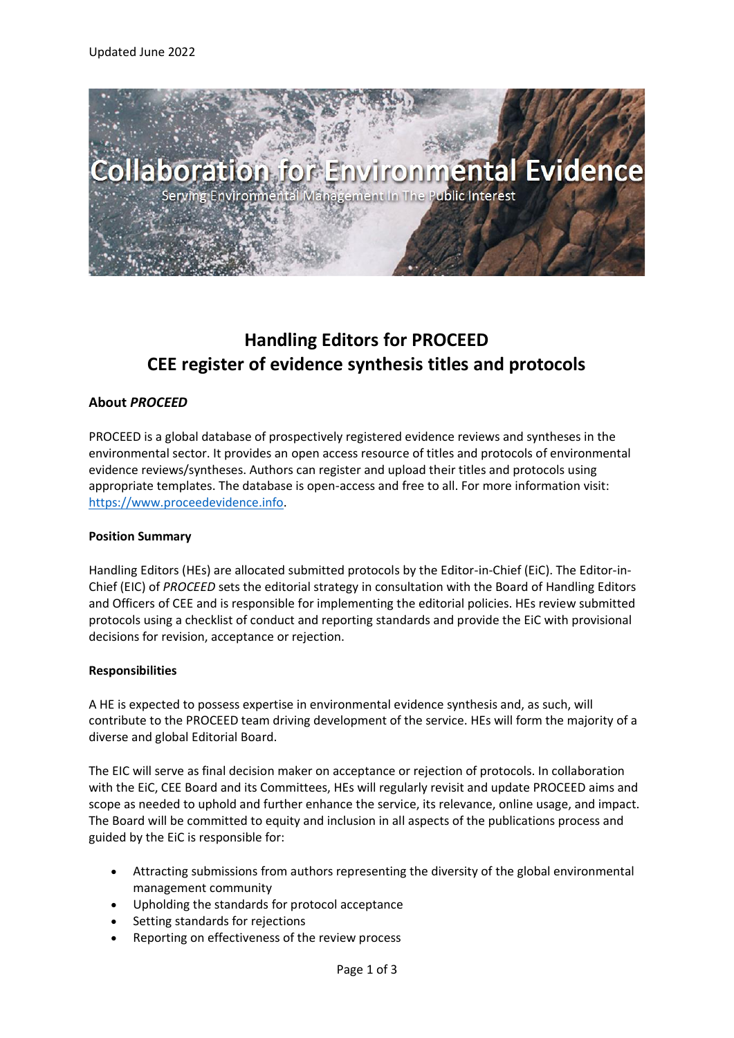Updated June 2022

Collaboration for Environmental Evidence

Serving Environmental Management In The Public Interest

# Handling Editors for PROCEED
# CEE register of evidence synthesis titles and protocols

## About *PROCEED*

PROCEED is a global database of prospectively registered evidence reviews and syntheses in the environmental sector. It provides an open access resource of titles and protocols of environmental evidence reviews/syntheses. Authors can register and upload their titles and protocols using appropriate templates. The database is open-access and free to all. For more information visit: https://www.proceedevidence.info.

**Position Summary**

Handling Editors (HEs) are allocated submitted protocols by the Editor-in-Chief (EiC). The Editor-in-Chief (EIC) of *PROCEED* sets the editorial strategy in consultation with the Board of Handling Editors and Officers of CEE and is responsible for implementing the editorial policies. HEs review submitted protocols using a checklist of conduct and reporting standards and provide the EiC with provisional decisions for revision, acceptance or rejection.

**Responsibilities**

A HE is expected to possess expertise in environmental evidence synthesis and, as such, will contribute to the PROCEED team driving development of the service. HEs will form the majority of a diverse and global Editorial Board.

The EIC will serve as final decision maker on acceptance or rejection of protocols. In collaboration with the EiC, CEE Board and its Committees, HEs will regularly revisit and update PROCEED aims and scope as needed to uphold and further enhance the service, its relevance, online usage, and impact. The Board will be committed to equity and inclusion in all aspects of the publications process and guided by the EiC is responsible for:

- Attracting submissions from authors representing the diversity of the global environmental management community
- Upholding the standards for protocol acceptance
- Setting standards for rejections
- Reporting on effectiveness of the review process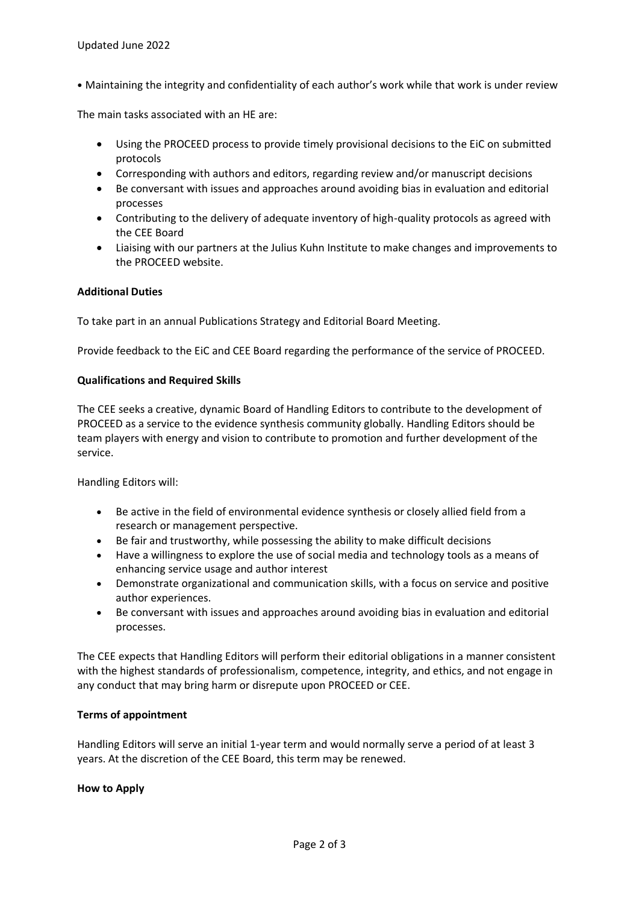• Maintaining the integrity and confidentiality of each author's work while that work is under review

The main tasks associated with an HE are:

- Using the PROCEED process to provide timely provisional decisions to the EiC on submitted protocols
- Corresponding with authors and editors, regarding review and/or manuscript decisions
- Be conversant with issues and approaches around avoiding bias in evaluation and editorial processes
- Contributing to the delivery of adequate inventory of high-quality protocols as agreed with the CEE Board
- Liaising with our partners at the Julius Kuhn Institute to make changes and improvements to the PROCEED website.

**Additional Duties**

To take part in an annual Publications Strategy and Editorial Board Meeting.

Provide feedback to the EiC and CEE Board regarding the performance of the service of PROCEED.

**Qualifications and Required Skills**

The CEE seeks a creative, dynamic Board of Handling Editors to contribute to the development of PROCEED as a service to the evidence synthesis community globally. Handling Editors should be team players with energy and vision to contribute to promotion and further development of the service.

Handling Editors will:

- Be active in the field of environmental evidence synthesis or closely allied field from a research or management perspective.
- Be fair and trustworthy, while possessing the ability to make difficult decisions
- Have a willingness to explore the use of social media and technology tools as a means of enhancing service usage and author interest
- Demonstrate organizational and communication skills, with a focus on service and positive author experiences.
- Be conversant with issues and approaches around avoiding bias in evaluation and editorial processes.

The CEE expects that Handling Editors will perform their editorial obligations in a manner consistent with the highest standards of professionalism, competence, integrity, and ethics, and not engage in any conduct that may bring harm or disrepute upon PROCEED or CEE.

**Terms of appointment**

Handling Editors will serve an initial 1-year term and would normally serve a period of at least 3 years. At the discretion of the CEE Board, this term may be renewed.

**How to Apply**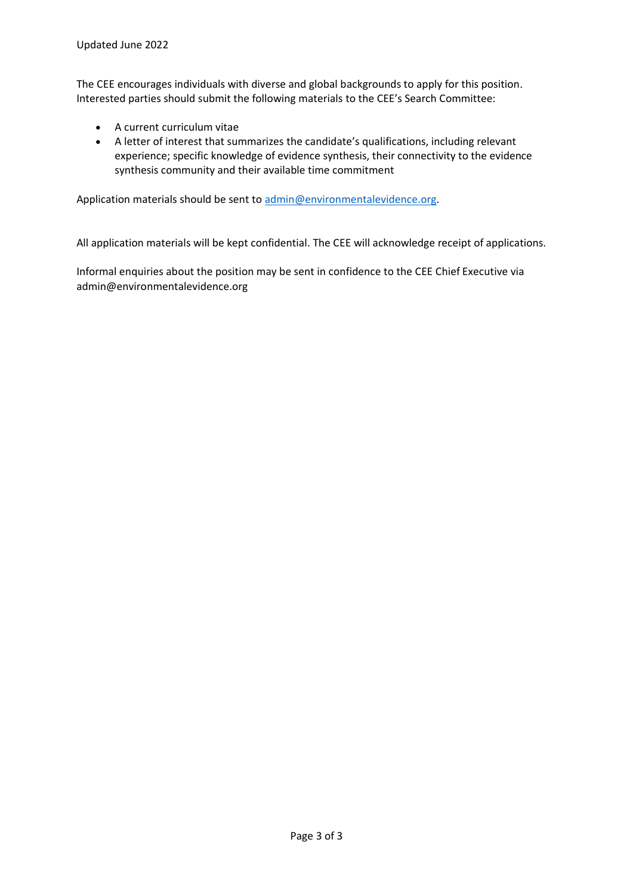Updated June 2022

The CEE encourages individuals with diverse and global backgrounds to apply for this position. Interested parties should submit the following materials to the CEE's Search Committee:

- A current curriculum vitae
- A letter of interest that summarizes the candidate's qualifications, including relevant experience; specific knowledge of evidence synthesis, their connectivity to the evidence synthesis community and their available time commitment

Application materials should be sent to admin@environmentalevidence.org.

All application materials will be kept confidential. The CEE will acknowledge receipt of applications.

Informal enquiries about the position may be sent in confidence to the CEE Chief Executive via admin@environmentalevidence.org